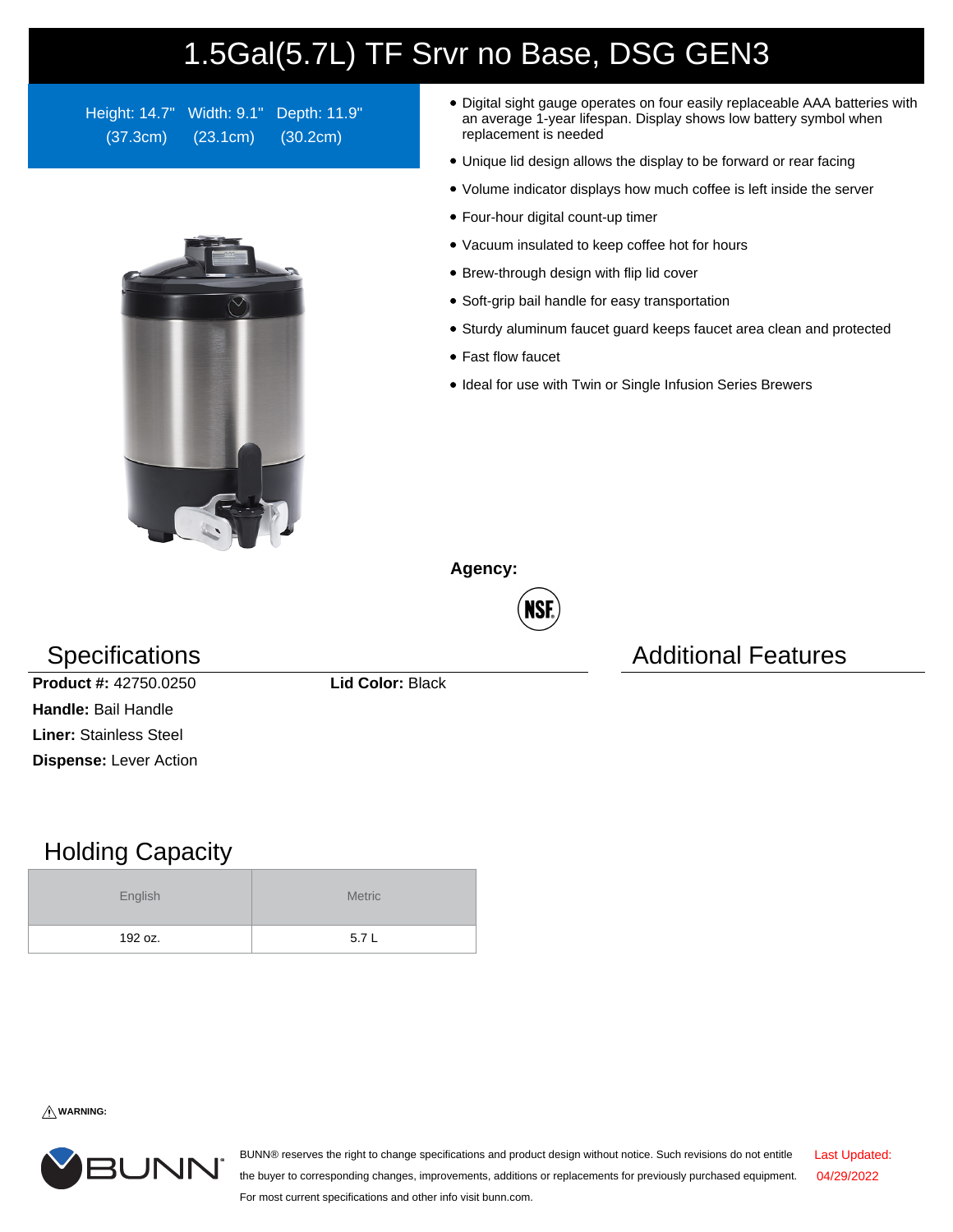# 1.5Gal(5.7L) TF Srvr no Base, DSG GEN3

Height: 14.7" (37.3cm) Width: 9.1" (23.1cm) Depth: 11.9" (30.2cm)

- Digital sight gauge operates on four easily replaceable AAA batteries with an average 1-year lifespan. Display shows low battery symbol when replacement is needed
- Unique lid design allows the display to be forward or rear facing
- Volume indicator displays how much coffee is left inside the server
- Four-hour digital count-up timer
- Vacuum insulated to keep coffee hot for hours
- Brew-through design with flip lid cover
- Soft-grip bail handle for easy transportation
- Sturdy aluminum faucet guard keeps faucet area clean and protected
- Fast flow faucet
- Ideal for use with Twin or Single Infusion Series Brewers

**Agency:**

NSF

## Specifications

**Product #:** 42750.0250

**Lid Color:** Black

**Handle:** Bail Handle

**Liner:** Stainless Steel

**Dispense:** Lever Action

## Additional Features

## Holding Capacity

| English | Metric |
| --- | --- |
| 192 oz. | 5.7 L |

⚠ **WARNING:**

BUNN® reserves the right to change specifications and product design without notice. Such revisions do not entitle the buyer to corresponding changes, improvements, additions or replacements for previously purchased equipment. For most current specifications and other info visit bunn.com.

Last Updated: 04/29/2022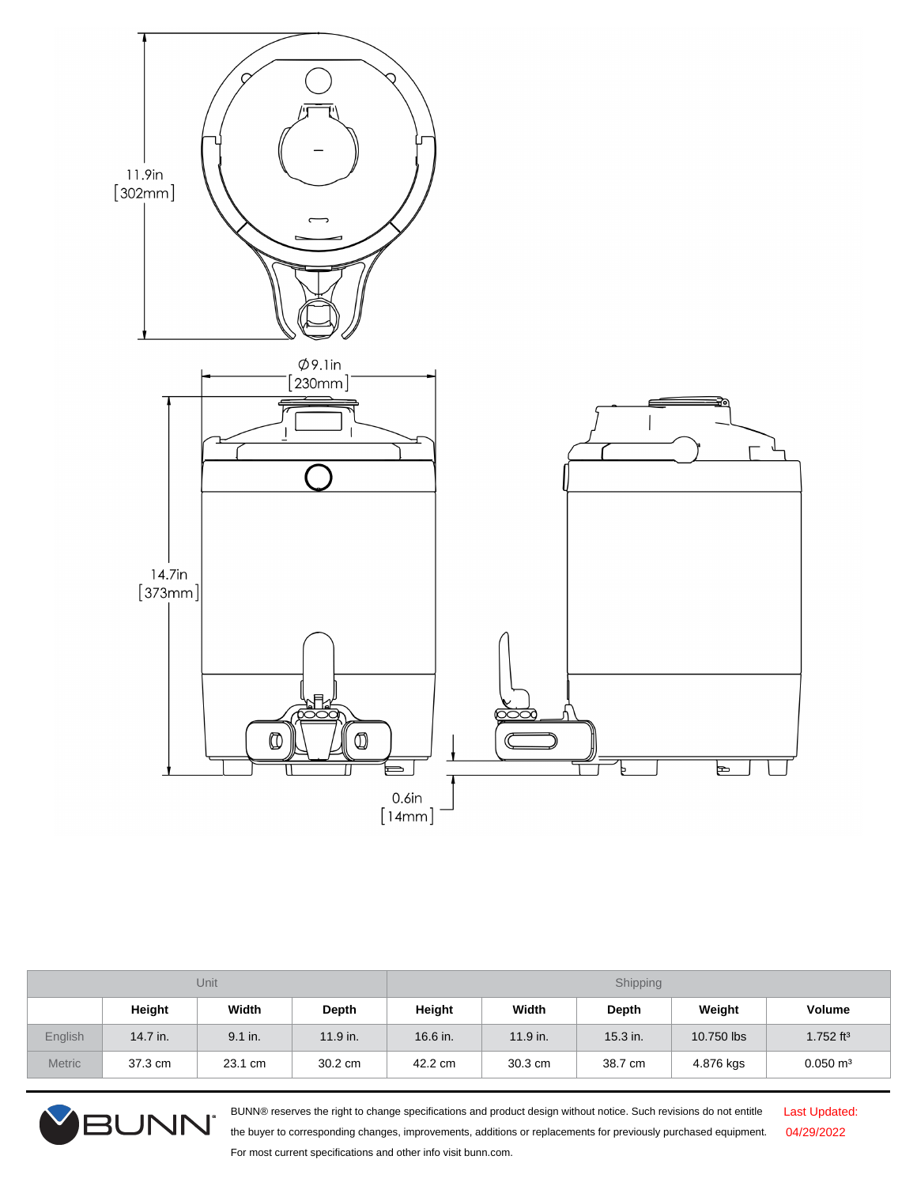11.9in
[302mm]

Ø9.1in
[230mm]

14.7in
[373mm]

0.6in
[14mm]

| | Unit | | | Shipping | | | | |
|---|---|---|---|---|---|---|---|---|
| | Height | Width | Depth | Height | Width | Depth | Weight | Volume |
| English | 14.7 in. | 9.1 in. | 11.9 in. | 16.6 in. | 11.9 in. | 15.3 in. | 10.750 lbs | 1.752 $ft^3$ |
| Metric | 37.3 cm | 23.1 cm | 30.2 cm | 42.2 cm | 30.3 cm | 38.7 cm | 4.876 kgs | 0.050 $m^3$ |

BUNN® reserves the right to change specifications and product design without notice. Such revisions do not entitle the buyer to corresponding changes, improvements, additions or replacements for previously purchased equipment. For most current specifications and other info visit bunn.com.

Last Updated: 04/29/2022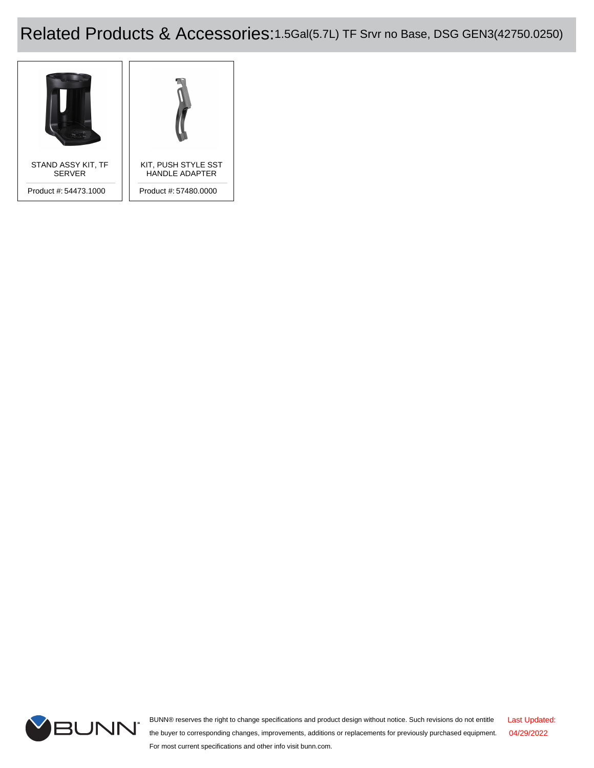# Related Products & Accessories: 1.5Gal(5.7L) TF Srvr no Base, DSG GEN3(42750.0250)

STAND ASSY KIT, TF SERVER

Product #: 54473.1000

KIT, PUSH STYLE SST HANDLE ADAPTER

Product #: 57480.0000

BUNN® reserves the right to change specifications and product design without notice. Such revisions do not entitle the buyer to corresponding changes, improvements, additions or replacements for previously purchased equipment. For most current specifications and other info visit bunn.com.

Last Updated: 04/29/2022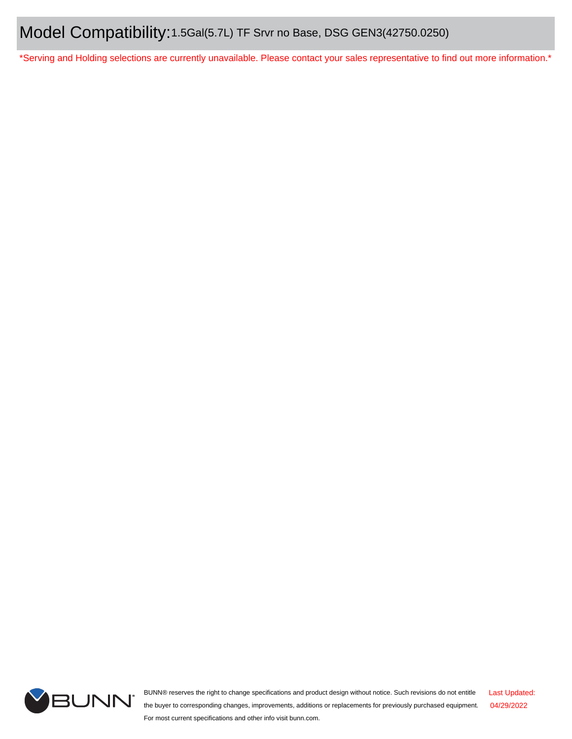# Model Compatibility: 1.5Gal(5.7L) TF Srvr no Base, DSG GEN3(42750.0250)

*Serving and Holding selections are currently unavailable. Please contact your sales representative to find out more information.*

BUNN® reserves the right to change specifications and product design without notice. Such revisions do not entitle the buyer to corresponding changes, improvements, additions or replacements for previously purchased equipment. For most current specifications and other info visit bunn.com.

Last Updated: 04/29/2022